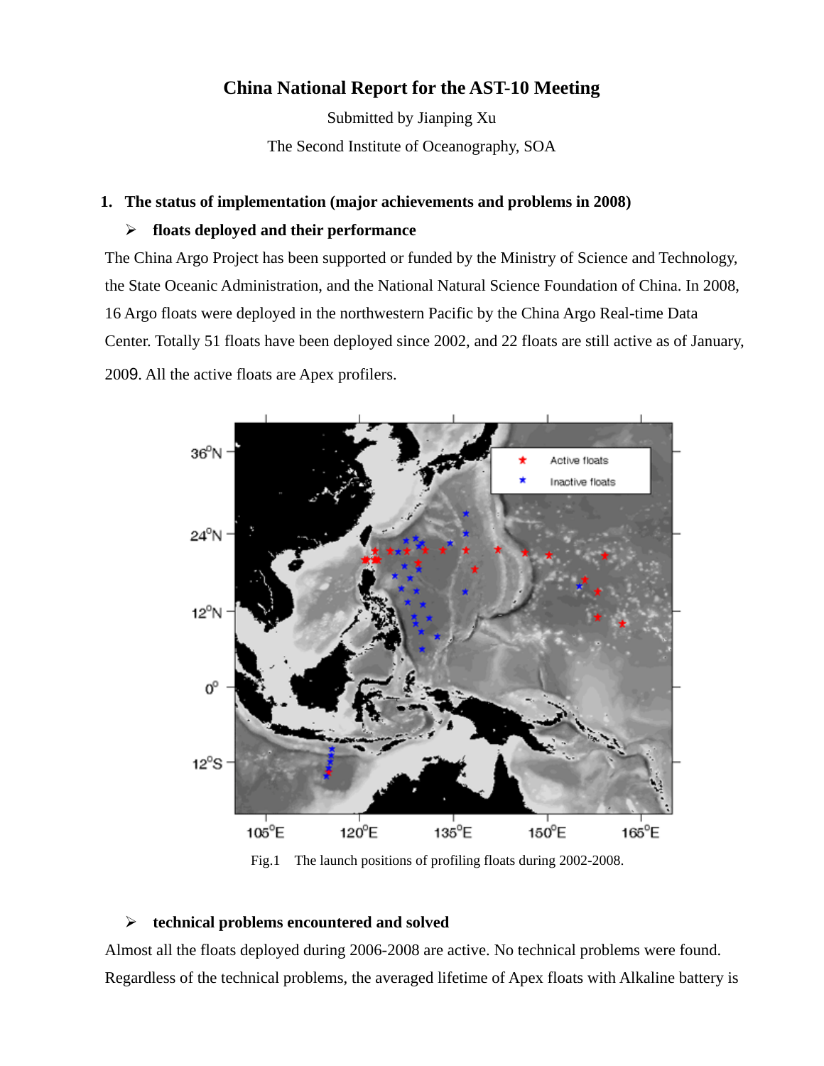# China National Report for the AST-10 Meeting

Submitted by Jianping Xu

The Second Institute of Oceanography, SOA

## 1. The status of implementation (major achievements and problems in 2008)

### floats deployed and their performance

The China Argo Project has been supported or funded by the Ministry of Science and Technology, the State Oceanic Administration, and the National Natural Science Foundation of China. In 2008, 16 Argo floats were deployed in the northwestern Pacific by the China Argo Real-time Data Center. Totally 51 floats have been deployed since 2002, and 22 floats are still active as of January, 2009. All the active floats are Apex profilers.

Fig.1 The launch positions of profiling floats during 2002-2008.

### technical problems encountered and solved

Almost all the floats deployed during 2006-2008 are active. No technical problems were found. Regardless of the technical problems, the averaged lifetime of Apex floats with Alkaline battery is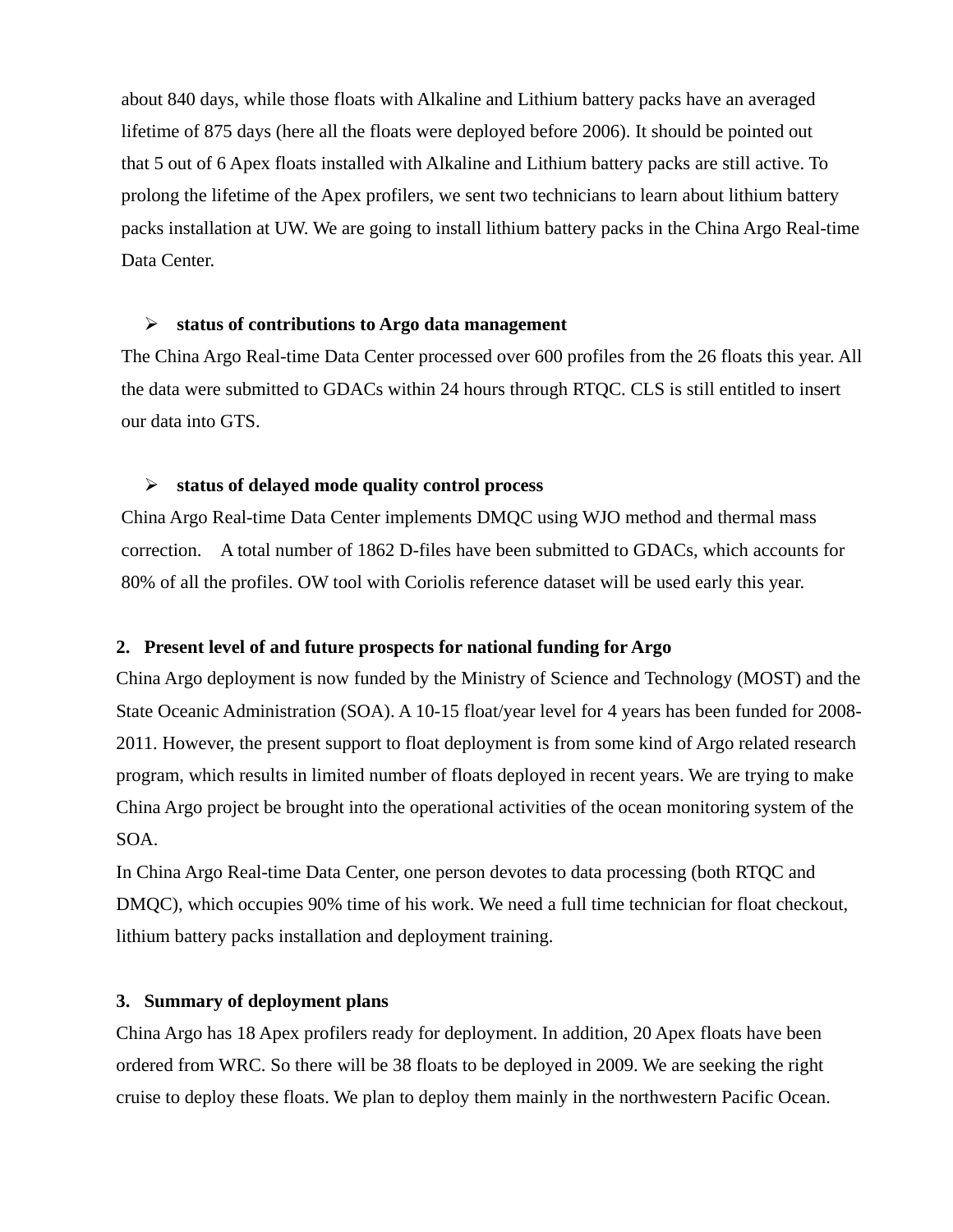about 840 days, while those floats with Alkaline and Lithium battery packs have an averaged lifetime of 875 days (here all the floats were deployed before 2006). It should be pointed out that 5 out of 6 Apex floats installed with Alkaline and Lithium battery packs are still active. To prolong the lifetime of the Apex profilers, we sent two technicians to learn about lithium battery packs installation at UW. We are going to install lithium battery packs in the China Argo Real-time Data Center.

- **status of contributions to Argo data management**

The China Argo Real-time Data Center processed over 600 profiles from the 26 floats this year. All the data were submitted to GDACs within 24 hours through RTQC. CLS is still entitled to insert our data into GTS.

- **status of delayed mode quality control process**

China Argo Real-time Data Center implements DMQC using WJO method and thermal mass correction. A total number of 1862 D-files have been submitted to GDACs, which accounts for 80% of all the profiles. OW tool with Coriolis reference dataset will be used early this year.

**2. Present level of and future prospects for national funding for Argo**

China Argo deployment is now funded by the Ministry of Science and Technology (MOST) and the State Oceanic Administration (SOA). A 10-15 float/year level for 4 years has been funded for 2008-2011. However, the present support to float deployment is from some kind of Argo related research program, which results in limited number of floats deployed in recent years. We are trying to make China Argo project be brought into the operational activities of the ocean monitoring system of the SOA.

In China Argo Real-time Data Center, one person devotes to data processing (both RTQC and DMQC), which occupies 90% time of his work. We need a full time technician for float checkout, lithium battery packs installation and deployment training.

**3. Summary of deployment plans**

China Argo has 18 Apex profilers ready for deployment. In addition, 20 Apex floats have been ordered from WRC. So there will be 38 floats to be deployed in 2009. We are seeking the right cruise to deploy these floats. We plan to deploy them mainly in the northwestern Pacific Ocean.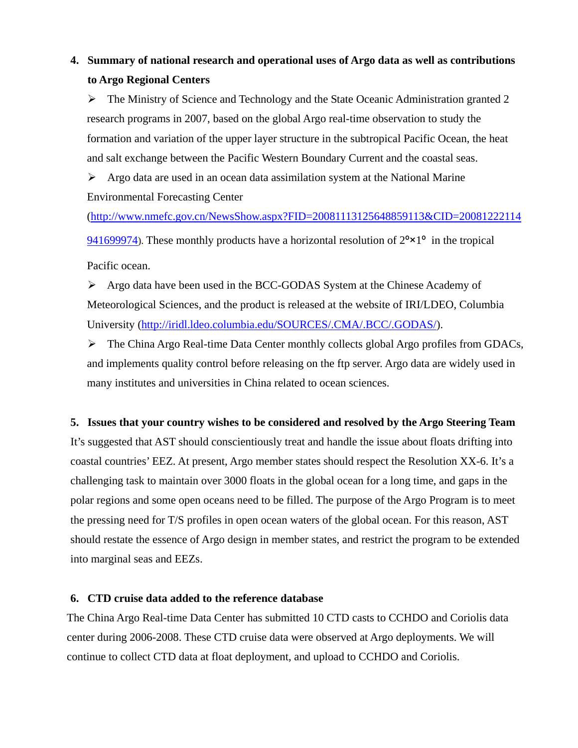4. **Summary of national research and operational uses of Argo data as well as contributions to Argo Regional Centers**

- The Ministry of Science and Technology and the State Oceanic Administration granted 2 research programs in 2007, based on the global Argo real-time observation to study the formation and variation of the upper layer structure in the subtropical Pacific Ocean, the heat and salt exchange between the Pacific Western Boundary Current and the coastal seas.
- Argo data are used in an ocean data assimilation system at the National Marine Environmental Forecasting Center (http://www.nmefc.gov.cn/NewsShow.aspx?FID=20081113125648859113&CID=20081222114941699974). These monthly products have a horizontal resolution of $2° \times 1°$ in the tropical Pacific ocean.
- Argo data have been used in the BCC-GODAS System at the Chinese Academy of Meteorological Sciences, and the product is released at the website of IRI/LDEO, Columbia University (http://iridl.ldeo.columbia.edu/SOURCES/.CMA/.BCC/.GODAS/).
- The China Argo Real-time Data Center monthly collects global Argo profiles from GDACs, and implements quality control before releasing on the ftp server. Argo data are widely used in many institutes and universities in China related to ocean sciences.

5. **Issues that your country wishes to be considered and resolved by the Argo Steering Team**

It's suggested that AST should conscientiously treat and handle the issue about floats drifting into coastal countries' EEZ. At present, Argo member states should respect the Resolution XX-6. It's a challenging task to maintain over 3000 floats in the global ocean for a long time, and gaps in the polar regions and some open oceans need to be filled. The purpose of the Argo Program is to meet the pressing need for T/S profiles in open ocean waters of the global ocean. For this reason, AST should restate the essence of Argo design in member states, and restrict the program to be extended into marginal seas and EEZs.

6. **CTD cruise data added to the reference database**

The China Argo Real-time Data Center has submitted 10 CTD casts to CCHDO and Coriolis data center during 2006-2008. These CTD cruise data were observed at Argo deployments. We will continue to collect CTD data at float deployment, and upload to CCHDO and Coriolis.